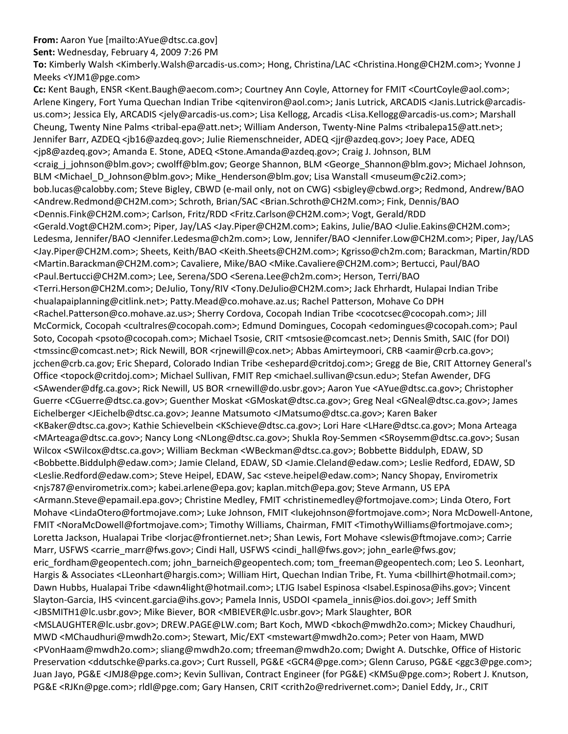**From:** Aaron Yue [mailto:AYue@dtsc.ca.gov]
**Sent:** Wednesday, February 4, 2009 7:26 PM
**To:** Kimberly Walsh <Kimberly.Walsh@arcadis-us.com>; Hong, Christina/LAC <Christina.Hong@CH2M.com>; Yvonne J Meeks <YJM1@pge.com>
**Cc:** Kent Baugh, ENSR <Kent.Baugh@aecom.com>; Courtney Ann Coyle, Attorney for FMIT <CourtCoyle@aol.com>; Arlene Kingery, Fort Yuma Quechan Indian Tribe <qitenviron@aol.com>; Janis Lutrick, ARCADIS <Janis.Lutrick@arcadis-us.com>; Jessica Ely, ARCADIS <jely@arcadis-us.com>; Lisa Kellogg, Arcadis <Lisa.Kellogg@arcadis-us.com>; Marshall Cheung, Twenty Nine Palms <tribal-epa@att.net>; William Anderson, Twenty-Nine Palms <tribalepa15@att.net>; Jennifer Barr, AZDEQ <jb16@azdeq.gov>; Julie Riemenschneider, ADEQ <jjr@azdeq.gov>; Joey Pace, ADEQ <jp8@azdeq.gov>; Amanda E. Stone, ADEQ <Stone.Amanda@azdeq.gov>; Craig J. Johnson, BLM <craig_j_johnson@blm.gov>; cwolff@blm.gov; George Shannon, BLM <George_Shannon@blm.gov>; Michael Johnson, BLM <Michael_D_Johnson@blm.gov>; Mike_Henderson@blm.gov; Lisa Wanstall <museum@c2i2.com>; bob.lucas@calobby.com; Steve Bigley, CBWD (e-mail only, not on CWG) <sbigley@cbwd.org>; Redmond, Andrew/BAO <Andrew.Redmond@CH2M.com>; Schroth, Brian/SAC <Brian.Schroth@CH2M.com>; Fink, Dennis/BAO <Dennis.Fink@CH2M.com>; Carlson, Fritz/RDD <Fritz.Carlson@CH2M.com>; Vogt, Gerald/RDD <Gerald.Vogt@CH2M.com>; Piper, Jay/LAS <Jay.Piper@CH2M.com>; Eakins, Julie/BAO <Julie.Eakins@CH2M.com>; Ledesma, Jennifer/BAO <Jennifer.Ledesma@ch2m.com>; Low, Jennifer/BAO <Jennifer.Low@CH2M.com>; Piper, Jay/LAS <Jay.Piper@CH2M.com>; Sheets, Keith/BAO <Keith.Sheets@CH2M.com>; Kgrisso@ch2m.com; Barackman, Martin/RDD <Martin.Barackman@CH2M.com>; Cavaliere, Mike/BAO <Mike.Cavaliere@CH2M.com>; Bertucci, Paul/BAO <Paul.Bertucci@CH2M.com>; Lee, Serena/SDO <Serena.Lee@ch2m.com>; Herson, Terri/BAO <Terri.Herson@CH2M.com>; DeJulio, Tony/RIV <Tony.DeJulio@CH2M.com>; Jack Ehrhardt, Hulapai Indian Tribe <hualapaiplanning@citlink.net>; Patty.Mead@co.mohave.az.us; Rachel Patterson, Mohave Co DPH <Rachel.Patterson@co.mohave.az.us>; Sherry Cordova, Cocopah Indian Tribe <cocotcsec@cocopah.com>; Jill McCormick, Cocopah <cultralres@cocopah.com>; Edmund Domingues, Cocopah <edomingues@cocopah.com>; Paul Soto, Cocopah <psoto@cocopah.com>; Michael Tsosie, CRIT <mtsosie@comcast.net>; Dennis Smith, SAIC (for DOI) <tmssinc@comcast.net>; Rick Newill, BOR <rjnewill@cox.net>; Abbas Amirteymoori, CRB <aamir@crb.ca.gov>; jcchen@crb.ca.gov; Eric Shepard, Colorado Indian Tribe <eshepard@critdoj.com>; Gregg de Bie, CRIT Attorney General's Office <topock@critdoj.com>; Michael Sullivan, FMIT Rep <michael.sullivan@csun.edu>; Stefan Awender, DFG <SAwender@dfg.ca.gov>; Rick Newill, US BOR <rnewill@do.usbr.gov>; Aaron Yue <AYue@dtsc.ca.gov>; Christopher Guerre <CGuerre@dtsc.ca.gov>; Guenther Moskat <GMoskat@dtsc.ca.gov>; Greg Neal <GNeal@dtsc.ca.gov>; James Eichelberger <JEichelb@dtsc.ca.gov>; Jeanne Matsumoto <JMatsumo@dtsc.ca.gov>; Karen Baker <KBaker@dtsc.ca.gov>; Kathie Schievelbein <KSchieve@dtsc.ca.gov>; Lori Hare <LHare@dtsc.ca.gov>; Mona Arteaga <MArteaga@dtsc.ca.gov>; Nancy Long <NLong@dtsc.ca.gov>; Shukla Roy-Semmen <SRoysemm@dtsc.ca.gov>; Susan Wilcox <SWilcox@dtsc.ca.gov>; William Beckman <WBeckman@dtsc.ca.gov>; Bobbette Biddulph, EDAW, SD <Bobbette.Biddulph@edaw.com>; Jamie Cleland, EDAW, SD <Jamie.Cleland@edaw.com>; Leslie Redford, EDAW, SD <Leslie.Redford@edaw.com>; Steve Heipel, EDAW, Sac <steve.heipel@edaw.com>; Nancy Shopay, Envirometrix <njs787@envirometrix.com>; kabei.arlene@epa.gov; kaplan.mitch@epa.gov; Steve Armann, US EPA <Armann.Steve@epamail.epa.gov>; Christine Medley, FMIT <christinemedley@fortmojave.com>; Linda Otero, Fort Mohave <LindaOtero@fortmojave.com>; Luke Johnson, FMIT <lukejohnson@fortmojave.com>; Nora McDowell-Antone, FMIT <NoraMcDowell@fortmojave.com>; Timothy Williams, Chairman, FMIT <TimothyWilliams@fortmojave.com>; Loretta Jackson, Hualapai Tribe <lorjac@frontiernet.net>; Shan Lewis, Fort Mohave <slewis@ftmojave.com>; Carrie Marr, USFWS <carrie_marr@fws.gov>; Cindi Hall, USFWS <cindi_hall@fws.gov>; john_earle@fws.gov; eric_fordham@geopentech.com; john_barneich@geopentech.com; tom_freeman@geopentech.com; Leo S. Leonhart, Hargis & Associates <LLeonhart@hargis.com>; William Hirt, Quechan Indian Tribe, Ft. Yuma <billhirt@hotmail.com>; Dawn Hubbs, Hualapai Tribe <dawn4light@hotmail.com>; LTJG Isabel Espinosa <Isabel.Espinosa@ihs.gov>; Vincent Slayton-Garcia, IHS <vincent.garcia@ihs.gov>; Pamela Innis, USDOI <pamela_innis@ios.doi.gov>; Jeff Smith <JBSMITH1@lc.usbr.gov>; Mike Biever, BOR <MBIEVER@lc.usbr.gov>; Mark Slaughter, BOR <MSLAUGHTER@lc.usbr.gov>; DREW.PAGE@LW.com; Bart Koch, MWD <bkoch@mwdh2o.com>; Mickey Chaudhuri, MWD <MChaudhuri@mwdh2o.com>; Stewart, Mic/EXT <mstewart@mwdh2o.com>; Peter von Haam, MWD <PVonHaam@mwdh2o.com>; sliang@mwdh2o.com; tfreeman@mwdh2o.com; Dwight A. Dutschke, Office of Historic Preservation <ddutschke@parks.ca.gov>; Curt Russell, PG&E <GCR4@pge.com>; Glenn Caruso, PG&E <ggc3@pge.com>; Juan Jayo, PG&E <JMJ8@pge.com>; Kevin Sullivan, Contract Engineer (for PG&E) <KMSu@pge.com>; Robert J. Knutson, PG&E <RJKn@pge.com>; rldl@pge.com; Gary Hansen, CRIT <crith2o@redrivernet.com>; Daniel Eddy, Jr., CRIT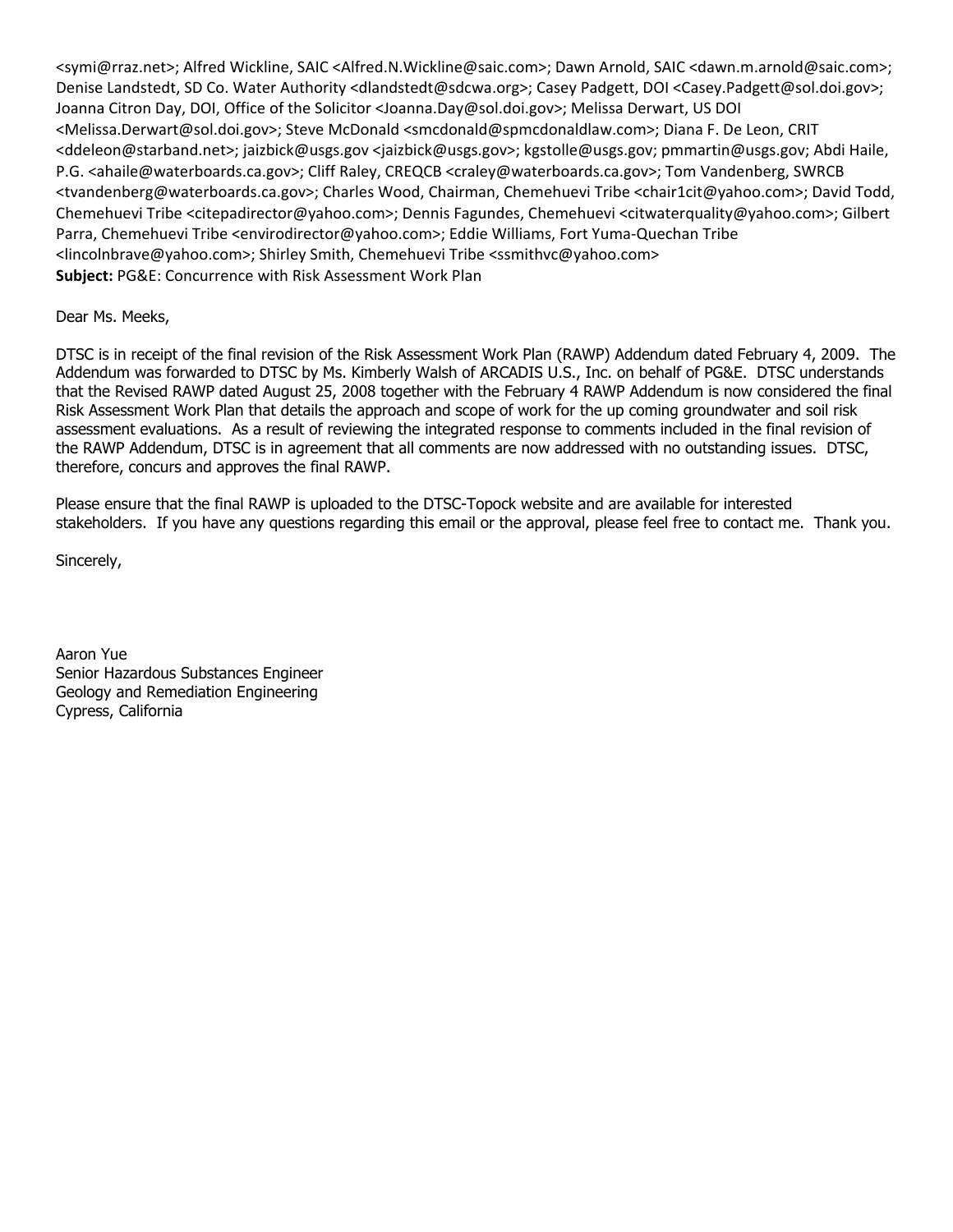<symi@rraz.net>; Alfred Wickline, SAIC <Alfred.N.Wickline@saic.com>; Dawn Arnold, SAIC <dawn.m.arnold@saic.com>; Denise Landstedt, SD Co. Water Authority <dlandstedt@sdcwa.org>; Casey Padgett, DOI <Casey.Padgett@sol.doi.gov>; Joanna Citron Day, DOI, Office of the Solicitor <Joanna.Day@sol.doi.gov>; Melissa Derwart, US DOI <Melissa.Derwart@sol.doi.gov>; Steve McDonald <smcdonald@spmcdonaldlaw.com>; Diana F. De Leon, CRIT <ddeleon@starband.net>; jaizbick@usgs.gov <jaizbick@usgs.gov>; kgstolle@usgs.gov; pmmartin@usgs.gov; Abdi Haile, P.G. <ahaile@waterboards.ca.gov>; Cliff Raley, CREQCB <craley@waterboards.ca.gov>; Tom Vandenberg, SWRCB <tvandenberg@waterboards.ca.gov>; Charles Wood, Chairman, Chemehuevi Tribe <chair1cit@yahoo.com>; David Todd, Chemehuevi Tribe <citepadirector@yahoo.com>; Dennis Fagundes, Chemehuevi <citwaterquality@yahoo.com>; Gilbert Parra, Chemehuevi Tribe <envirodirector@yahoo.com>; Eddie Williams, Fort Yuma-Quechan Tribe <lincolnbrave@yahoo.com>; Shirley Smith, Chemehuevi Tribe <ssmithvc@yahoo.com>
**Subject:** PG&E: Concurrence with Risk Assessment Work Plan

Dear Ms. Meeks,

DTSC is in receipt of the final revision of the Risk Assessment Work Plan (RAWP) Addendum dated February 4, 2009. The Addendum was forwarded to DTSC by Ms. Kimberly Walsh of ARCADIS U.S., Inc. on behalf of PG&E. DTSC understands that the Revised RAWP dated August 25, 2008 together with the February 4 RAWP Addendum is now considered the final Risk Assessment Work Plan that details the approach and scope of work for the up coming groundwater and soil risk assessment evaluations. As a result of reviewing the integrated response to comments included in the final revision of the RAWP Addendum, DTSC is in agreement that all comments are now addressed with no outstanding issues. DTSC, therefore, concurs and approves the final RAWP.

Please ensure that the final RAWP is uploaded to the DTSC-Topock website and are available for interested stakeholders. If you have any questions regarding this email or the approval, please feel free to contact me. Thank you.

Sincerely,

Aaron Yue
Senior Hazardous Substances Engineer
Geology and Remediation Engineering
Cypress, California